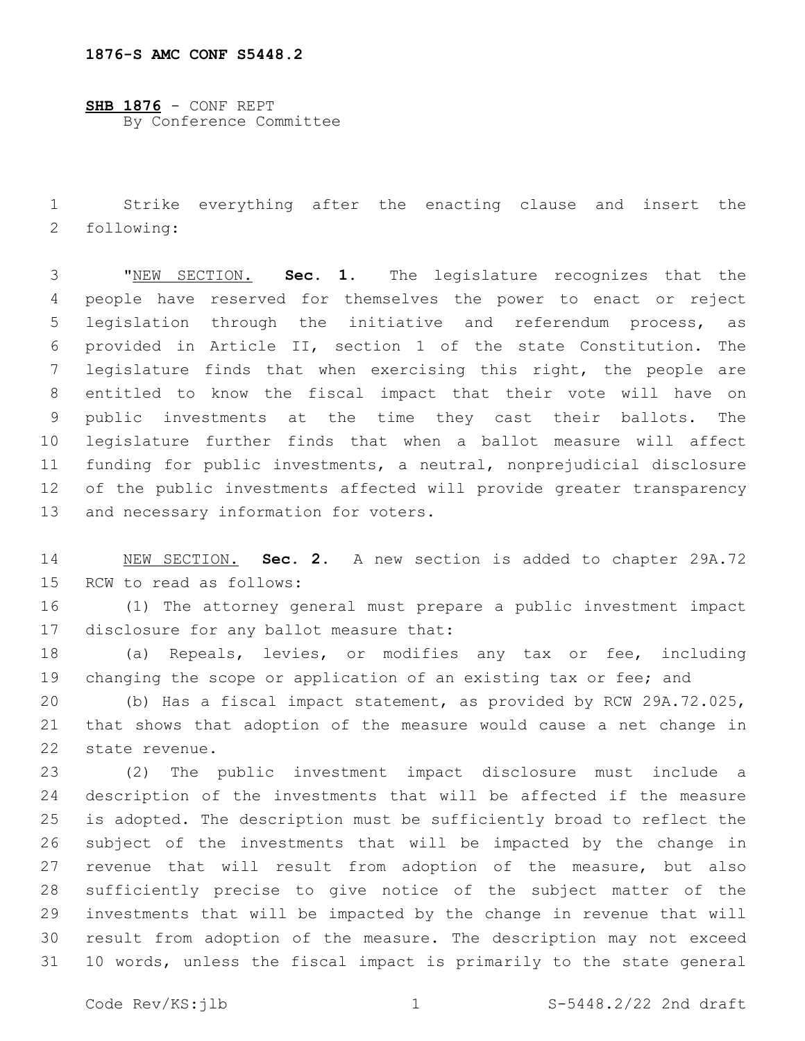**1876-S AMC CONF S5448.2**

**SHB 1876** - CONF REPT
By Conference Committee

Strike everything after the enacting clause and insert the following:

"NEW SECTION. **Sec. 1.** The legislature recognizes that the people have reserved for themselves the power to enact or reject legislation through the initiative and referendum process, as provided in Article II, section 1 of the state Constitution. The legislature finds that when exercising this right, the people are entitled to know the fiscal impact that their vote will have on public investments at the time they cast their ballots. The legislature further finds that when a ballot measure will affect funding for public investments, a neutral, nonprejudicial disclosure of the public investments affected will provide greater transparency and necessary information for voters.

NEW SECTION. **Sec. 2.** A new section is added to chapter 29A.72 RCW to read as follows:

(1) The attorney general must prepare a public investment impact disclosure for any ballot measure that:

(a) Repeals, levies, or modifies any tax or fee, including changing the scope or application of an existing tax or fee; and

(b) Has a fiscal impact statement, as provided by RCW 29A.72.025, that shows that adoption of the measure would cause a net change in state revenue.

(2) The public investment impact disclosure must include a description of the investments that will be affected if the measure is adopted. The description must be sufficiently broad to reflect the subject of the investments that will be impacted by the change in revenue that will result from adoption of the measure, but also sufficiently precise to give notice of the subject matter of the investments that will be impacted by the change in revenue that will result from adoption of the measure. The description may not exceed 10 words, unless the fiscal impact is primarily to the state general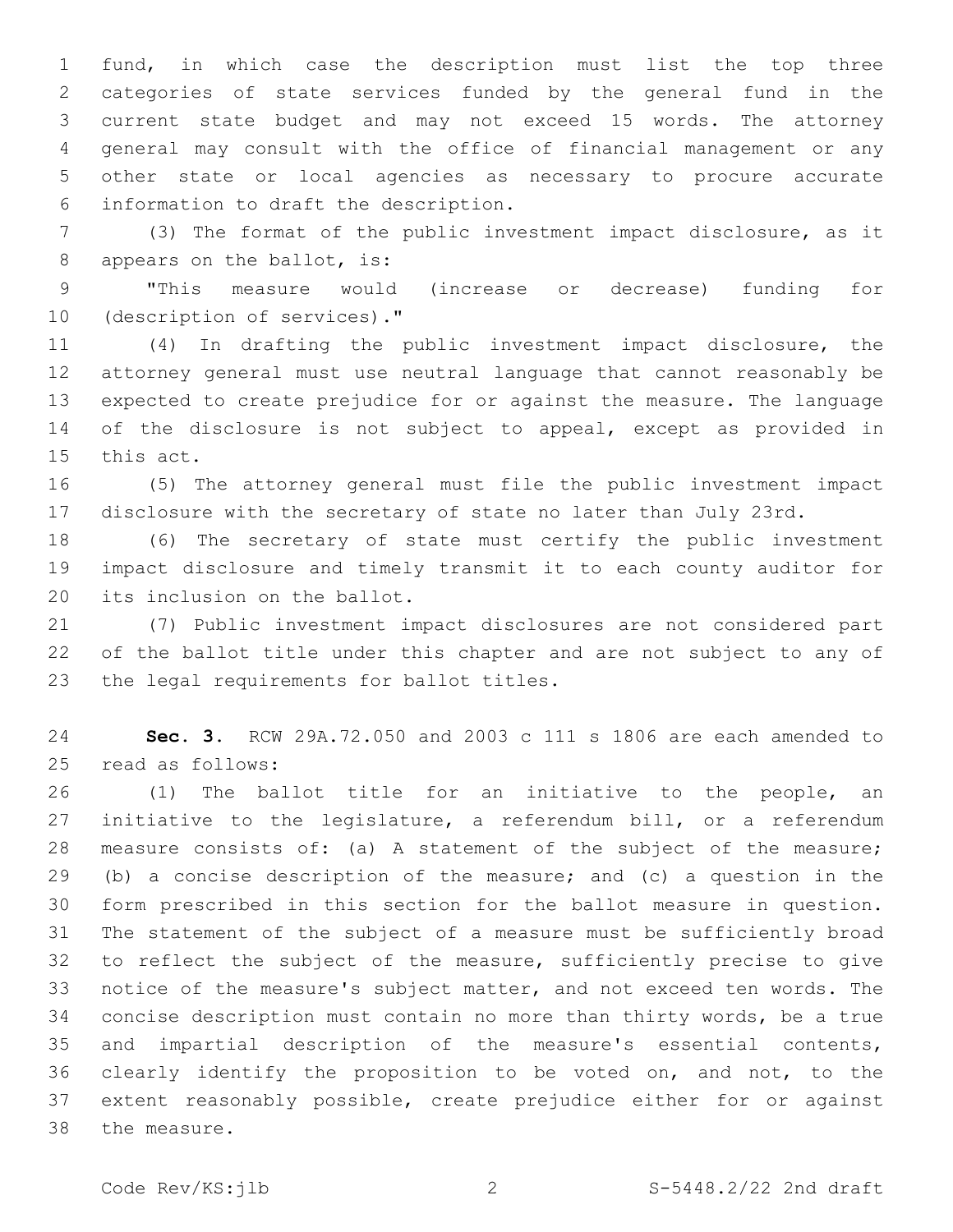fund, in which case the description must list the top three categories of state services funded by the general fund in the current state budget and may not exceed 15 words. The attorney general may consult with the office of financial management or any other state or local agencies as necessary to procure accurate information to draft the description.

(3) The format of the public investment impact disclosure, as it appears on the ballot, is:

"This measure would (increase or decrease) funding for (description of services)."

(4) In drafting the public investment impact disclosure, the attorney general must use neutral language that cannot reasonably be expected to create prejudice for or against the measure. The language of the disclosure is not subject to appeal, except as provided in this act.

(5) The attorney general must file the public investment impact disclosure with the secretary of state no later than July 23rd.

(6) The secretary of state must certify the public investment impact disclosure and timely transmit it to each county auditor for its inclusion on the ballot.

(7) Public investment impact disclosures are not considered part of the ballot title under this chapter and are not subject to any of the legal requirements for ballot titles.

**Sec. 3.** RCW 29A.72.050 and 2003 c 111 s 1806 are each amended to read as follows:

(1) The ballot title for an initiative to the people, an initiative to the legislature, a referendum bill, or a referendum measure consists of: (a) A statement of the subject of the measure; (b) a concise description of the measure; and (c) a question in the form prescribed in this section for the ballot measure in question. The statement of the subject of a measure must be sufficiently broad to reflect the subject of the measure, sufficiently precise to give notice of the measure's subject matter, and not exceed ten words. The concise description must contain no more than thirty words, be a true and impartial description of the measure's essential contents, clearly identify the proposition to be voted on, and not, to the extent reasonably possible, create prejudice either for or against the measure.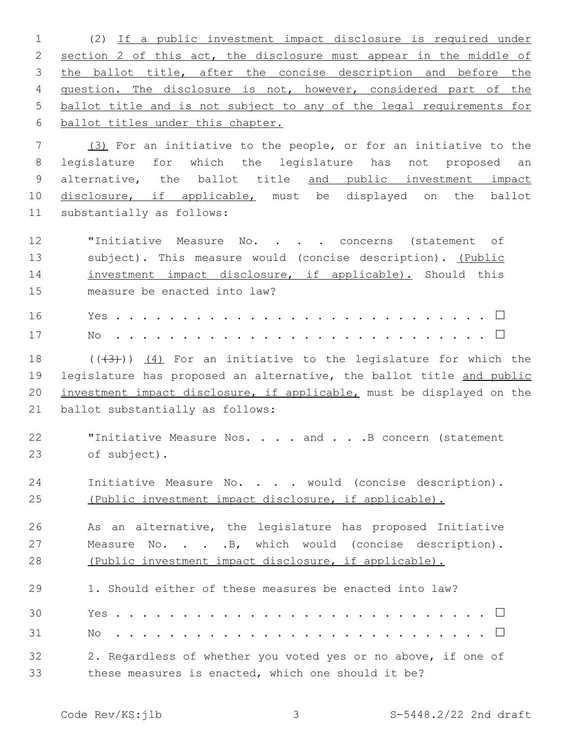(2) If a public investment impact disclosure is required under section 2 of this act, the disclosure must appear in the middle of the ballot title, after the concise description and before the question. The disclosure is not, however, considered part of the ballot title and is not subject to any of the legal requirements for ballot titles under this chapter.

(3) For an initiative to the people, or for an initiative to the legislature for which the legislature has not proposed an alternative, the ballot title and public investment impact disclosure, if applicable, must be displayed on the ballot substantially as follows:

> "Initiative Measure No. . . . concerns (statement of subject). This measure would (concise description). (Public investment impact disclosure, if applicable). Should this measure be enacted into law?
>
> Yes . . . . . . . . . . . . . . . . . . . . . . . . . . . . . ☐
>
> No . . . . . . . . . . . . . . . . . . . . . . . . . . . . . ☐

((~~(3)~~)) (4) For an initiative to the legislature for which the legislature has proposed an alternative, the ballot title and public investment impact disclosure, if applicable, must be displayed on the ballot substantially as follows:

> "Initiative Measure Nos. . . . and . . .B concern (statement of subject).
>
> Initiative Measure No. . . . would (concise description). (Public investment impact disclosure, if applicable).
>
> As an alternative, the legislature has proposed Initiative Measure No. . . .B, which would (concise description). (Public investment impact disclosure, if applicable).
>
> 1. Should either of these measures be enacted into law?
>
> Yes . . . . . . . . . . . . . . . . . . . . . . . . . . . . . ☐
>
> No . . . . . . . . . . . . . . . . . . . . . . . . . . . . . ☐
>
> 2. Regardless of whether you voted yes or no above, if one of these measures is enacted, which one should it be?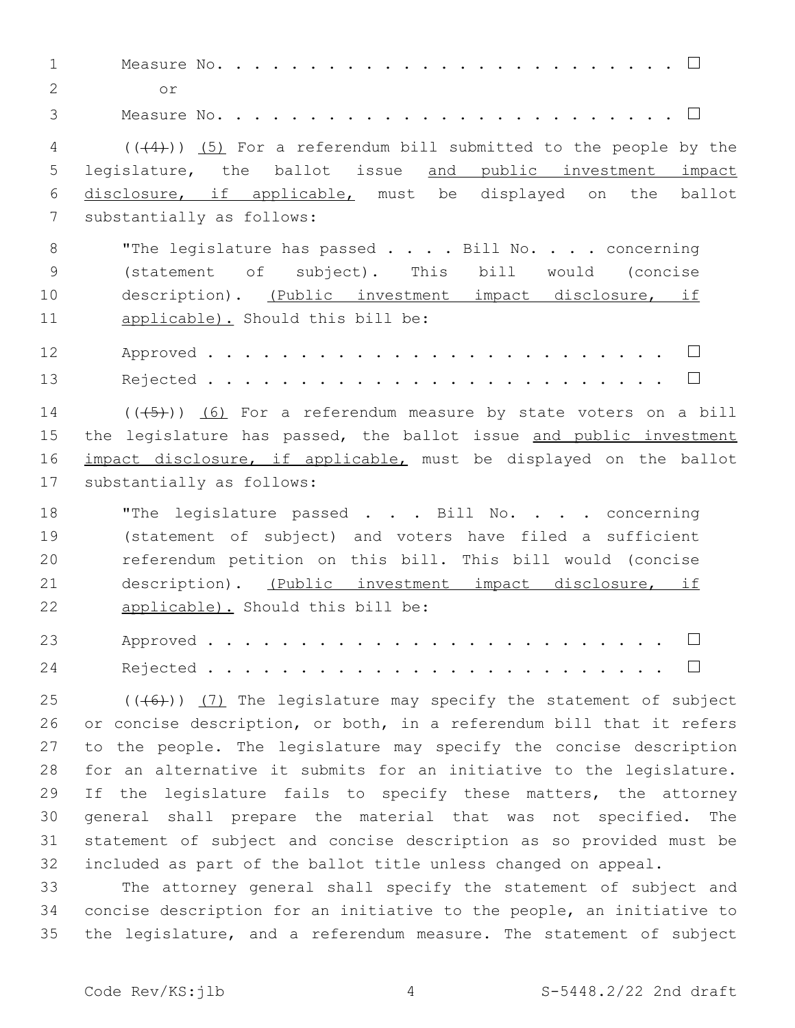Measure No. . . . . . . . . . . . . . . . . . . . . . . . . □

or

Measure No. . . . . . . . . . . . . . . . . . . . . . . . . □

(((4))) (5) For a referendum bill submitted to the people by the legislature, the ballot issue and public investment impact disclosure, if applicable, must be displayed on the ballot substantially as follows:

"The legislature has passed . . . . Bill No. . . . concerning (statement of subject). This bill would (concise description). (Public investment impact disclosure, if applicable). Should this bill be:

Approved . . . . . . . . . . . . . . . . . . . . . . . . . □

Rejected . . . . . . . . . . . . . . . . . . . . . . . . . □

(((5))) (6) For a referendum measure by state voters on a bill the legislature has passed, the ballot issue and public investment impact disclosure, if applicable, must be displayed on the ballot substantially as follows:

"The legislature passed . . . Bill No. . . . concerning (statement of subject) and voters have filed a sufficient referendum petition on this bill. This bill would (concise description). (Public investment impact disclosure, if applicable). Should this bill be:

Approved . . . . . . . . . . . . . . . . . . . . . . . . . □

Rejected . . . . . . . . . . . . . . . . . . . . . . . . . □

(((6))) (7) The legislature may specify the statement of subject or concise description, or both, in a referendum bill that it refers to the people. The legislature may specify the concise description for an alternative it submits for an initiative to the legislature. If the legislature fails to specify these matters, the attorney general shall prepare the material that was not specified. The statement of subject and concise description as so provided must be included as part of the ballot title unless changed on appeal.

The attorney general shall specify the statement of subject and concise description for an initiative to the people, an initiative to the legislature, and a referendum measure. The statement of subject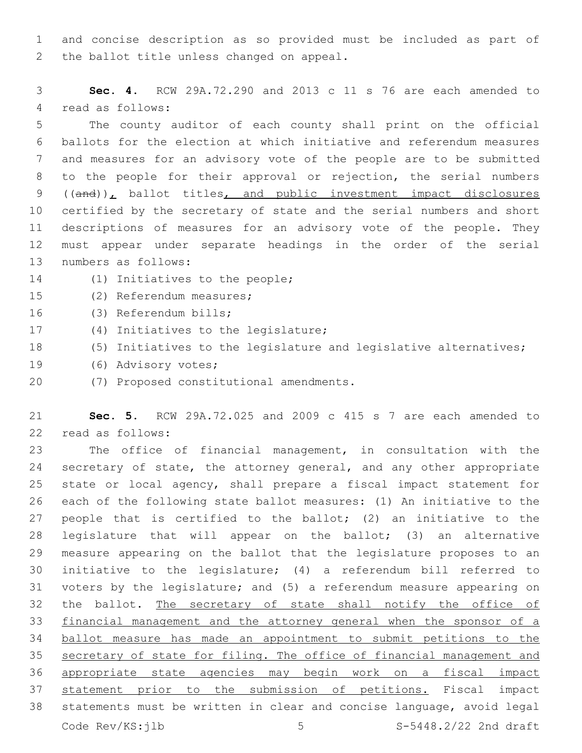and concise description as so provided must be included as part of the ballot title unless changed on appeal.

**Sec. 4.** RCW 29A.72.290 and 2013 c 11 s 76 are each amended to read as follows:

The county auditor of each county shall print on the official ballots for the election at which initiative and referendum measures and measures for an advisory vote of the people are to be submitted to the people for their approval or rejection, the serial numbers ((~~and~~))<u>,</u> ballot titles<u>, and public investment impact disclosures</u> certified by the secretary of state and the serial numbers and short descriptions of measures for an advisory vote of the people. They must appear under separate headings in the order of the serial numbers as follows:

(1) Initiatives to the people;

(2) Referendum measures;

(3) Referendum bills;

(4) Initiatives to the legislature;

(5) Initiatives to the legislature and legislative alternatives;

(6) Advisory votes;

(7) Proposed constitutional amendments.

**Sec. 5.** RCW 29A.72.025 and 2009 c 415 s 7 are each amended to read as follows:

The office of financial management, in consultation with the secretary of state, the attorney general, and any other appropriate state or local agency, shall prepare a fiscal impact statement for each of the following state ballot measures: (1) An initiative to the people that is certified to the ballot; (2) an initiative to the legislature that will appear on the ballot; (3) an alternative measure appearing on the ballot that the legislature proposes to an initiative to the legislature; (4) a referendum bill referred to voters by the legislature; and (5) a referendum measure appearing on the ballot. <u>The secretary of state shall notify the office of financial management and the attorney general when the sponsor of a ballot measure has made an appointment to submit petitions to the secretary of state for filing. The office of financial management and appropriate state agencies may begin work on a fiscal impact statement prior to the submission of petitions.</u> Fiscal impact statements must be written in clear and concise language, avoid legal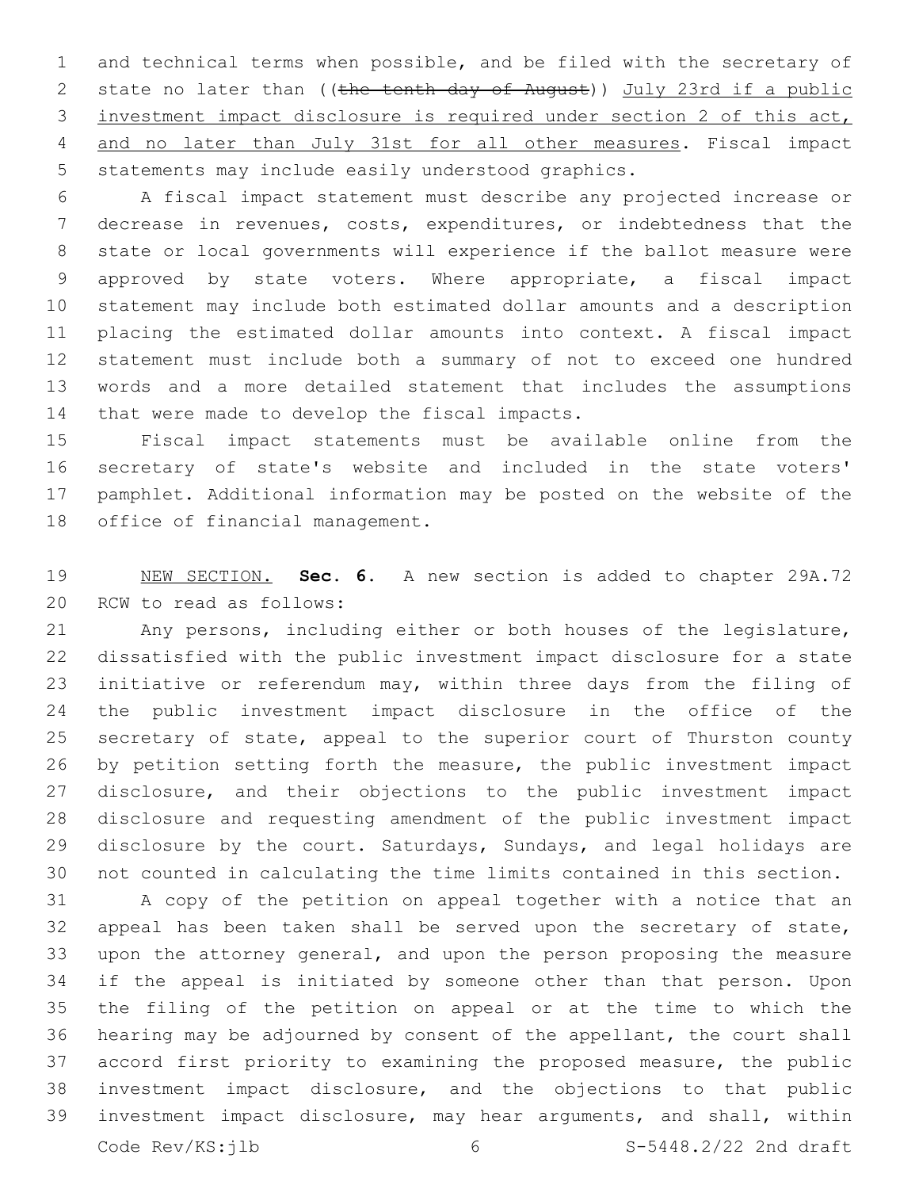and technical terms when possible, and be filed with the secretary of state no later than ((~~the tenth day of August~~)) <u>July 23rd if a public investment impact disclosure is required under section 2 of this act, and no later than July 31st for all other measures</u>. Fiscal impact statements may include easily understood graphics.

A fiscal impact statement must describe any projected increase or decrease in revenues, costs, expenditures, or indebtedness that the state or local governments will experience if the ballot measure were approved by state voters. Where appropriate, a fiscal impact statement may include both estimated dollar amounts and a description placing the estimated dollar amounts into context. A fiscal impact statement must include both a summary of not to exceed one hundred words and a more detailed statement that includes the assumptions that were made to develop the fiscal impacts.

Fiscal impact statements must be available online from the secretary of state's website and included in the state voters' pamphlet. Additional information may be posted on the website of the office of financial management.

<u>NEW SECTION.</u> **Sec. 6.** A new section is added to chapter 29A.72 RCW to read as follows:

Any persons, including either or both houses of the legislature, dissatisfied with the public investment impact disclosure for a state initiative or referendum may, within three days from the filing of the public investment impact disclosure in the office of the secretary of state, appeal to the superior court of Thurston county by petition setting forth the measure, the public investment impact disclosure, and their objections to the public investment impact disclosure and requesting amendment of the public investment impact disclosure by the court. Saturdays, Sundays, and legal holidays are not counted in calculating the time limits contained in this section.

A copy of the petition on appeal together with a notice that an appeal has been taken shall be served upon the secretary of state, upon the attorney general, and upon the person proposing the measure if the appeal is initiated by someone other than that person. Upon the filing of the petition on appeal or at the time to which the hearing may be adjourned by consent of the appellant, the court shall accord first priority to examining the proposed measure, the public investment impact disclosure, and the objections to that public investment impact disclosure, may hear arguments, and shall, within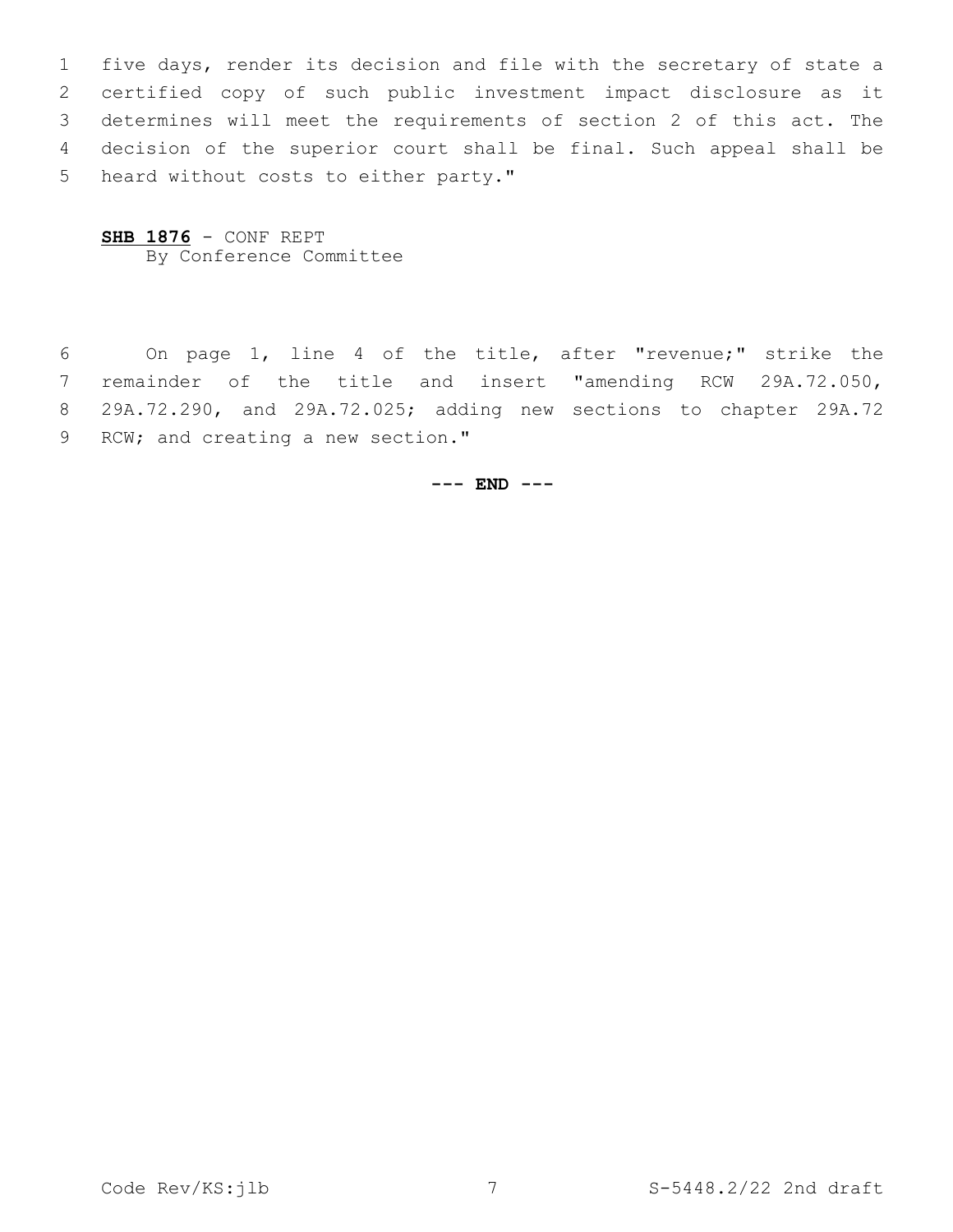five days, render its decision and file with the secretary of state a certified copy of such public investment impact disclosure as it determines will meet the requirements of section 2 of this act. The decision of the superior court shall be final. Such appeal shall be heard without costs to either party."

**SHB 1876** - CONF REPT
By Conference Committee

On page 1, line 4 of the title, after "revenue;" strike the remainder of the title and insert "amending RCW 29A.72.050, 29A.72.290, and 29A.72.025; adding new sections to chapter 29A.72 RCW; and creating a new section."

**--- END ---**